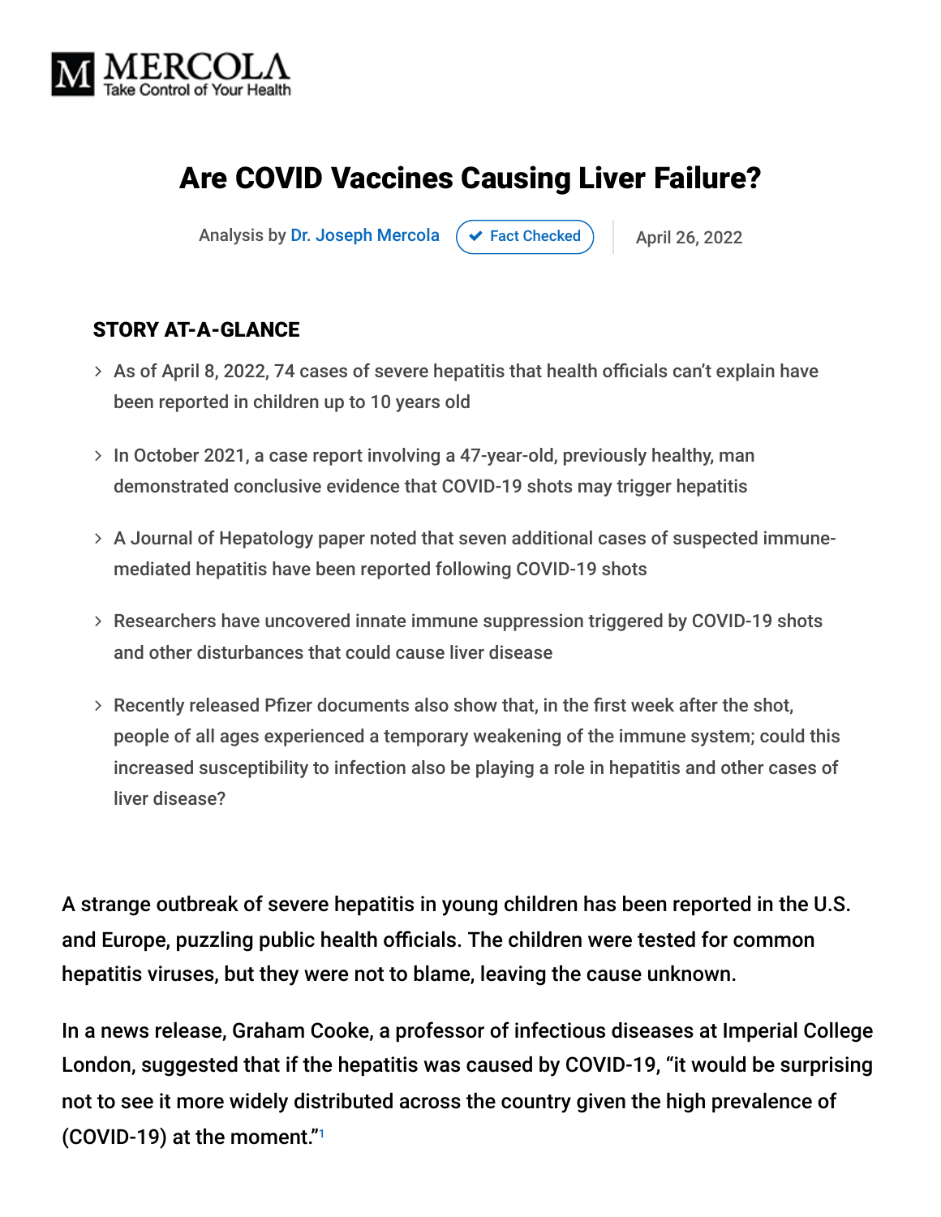MERCOLA
Take Control of Your Health

# Are COVID Vaccines Causing Liver Failure?

Analysis by Dr. Joseph Mercola ✔ Fact Checked | April 26, 2022

## STORY AT-A-GLANCE

- As of April 8, 2022, 74 cases of severe hepatitis that health officials can't explain have been reported in children up to 10 years old
- In October 2021, a case report involving a 47-year-old, previously healthy, man demonstrated conclusive evidence that COVID-19 shots may trigger hepatitis
- A Journal of Hepatology paper noted that seven additional cases of suspected immune-mediated hepatitis have been reported following COVID-19 shots
- Researchers have uncovered innate immune suppression triggered by COVID-19 shots and other disturbances that could cause liver disease
- Recently released Pfizer documents also show that, in the first week after the shot, people of all ages experienced a temporary weakening of the immune system; could this increased susceptibility to infection also be playing a role in hepatitis and other cases of liver disease?

A strange outbreak of severe hepatitis in young children has been reported in the U.S. and Europe, puzzling public health officials. The children were tested for common hepatitis viruses, but they were not to blame, leaving the cause unknown.

In a news release, Graham Cooke, a professor of infectious diseases at Imperial College London, suggested that if the hepatitis was caused by COVID-19, "it would be surprising not to see it more widely distributed across the country given the high prevalence of (COVID-19) at the moment."[1]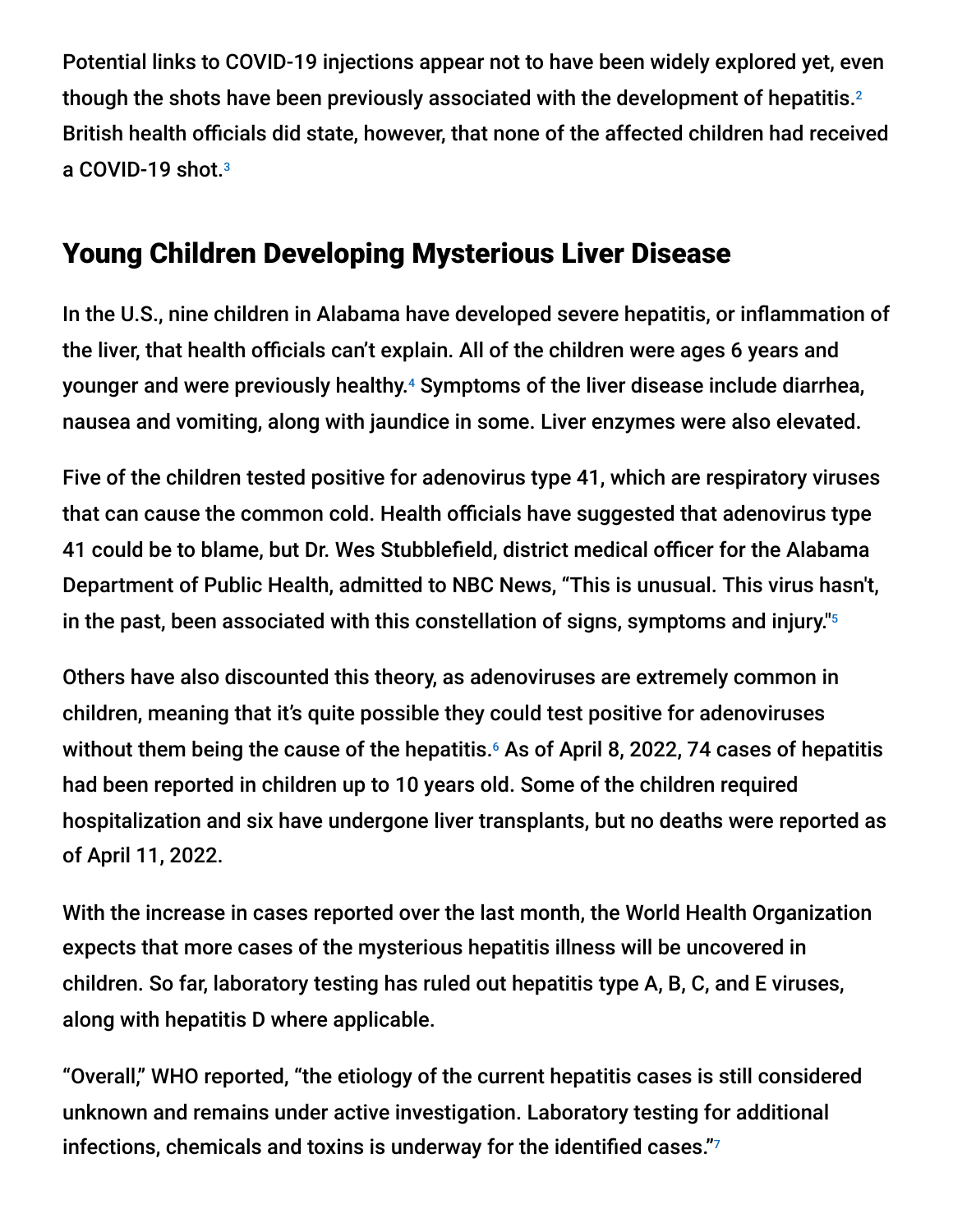Potential links to COVID-19 injections appear not to have been widely explored yet, even though the shots have been previously associated with the development of hepatitis.[2] British health officials did state, however, that none of the affected children had received a COVID-19 shot.[3]

## Young Children Developing Mysterious Liver Disease

In the U.S., nine children in Alabama have developed severe hepatitis, or inflammation of the liver, that health officials can't explain. All of the children were ages 6 years and younger and were previously healthy.[4] Symptoms of the liver disease include diarrhea, nausea and vomiting, along with jaundice in some. Liver enzymes were also elevated.

Five of the children tested positive for adenovirus type 41, which are respiratory viruses that can cause the common cold. Health officials have suggested that adenovirus type 41 could be to blame, but Dr. Wes Stubblefield, district medical officer for the Alabama Department of Public Health, admitted to NBC News, "This is unusual. This virus hasn't, in the past, been associated with this constellation of signs, symptoms and injury."[5]

Others have also discounted this theory, as adenoviruses are extremely common in children, meaning that it's quite possible they could test positive for adenoviruses without them being the cause of the hepatitis.[6] As of April 8, 2022, 74 cases of hepatitis had been reported in children up to 10 years old. Some of the children required hospitalization and six have undergone liver transplants, but no deaths were reported as of April 11, 2022.

With the increase in cases reported over the last month, the World Health Organization expects that more cases of the mysterious hepatitis illness will be uncovered in children. So far, laboratory testing has ruled out hepatitis type A, B, C, and E viruses, along with hepatitis D where applicable.

"Overall," WHO reported, "the etiology of the current hepatitis cases is still considered unknown and remains under active investigation. Laboratory testing for additional infections, chemicals and toxins is underway for the identified cases."[7]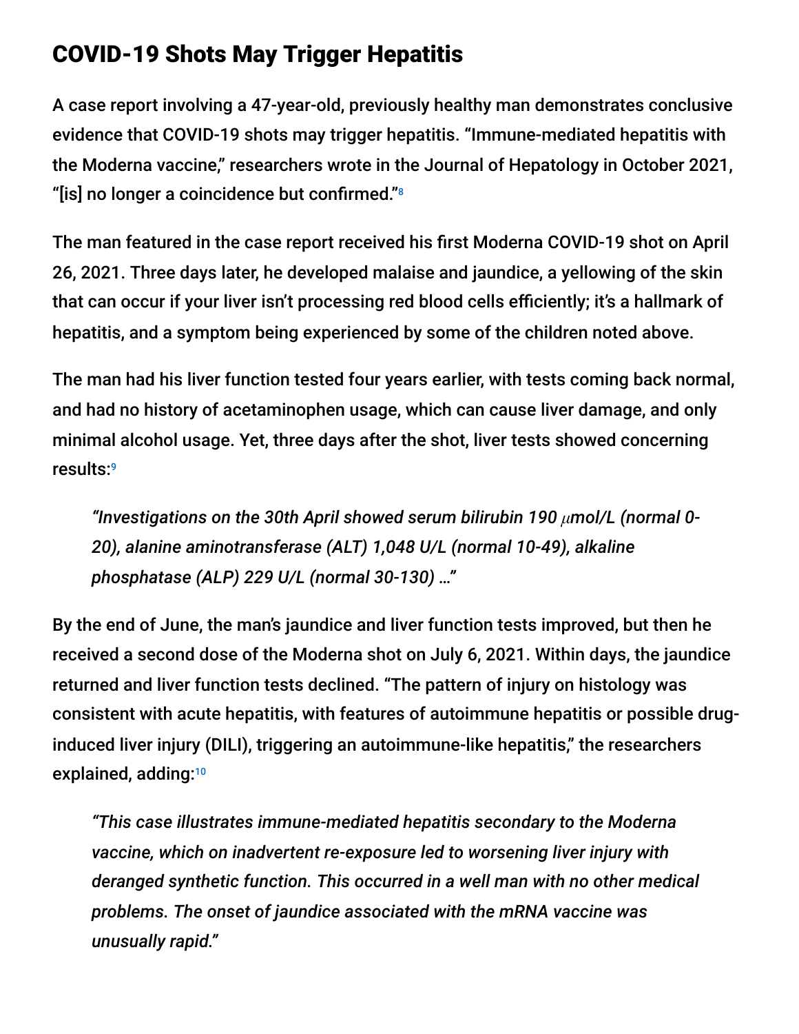## COVID-19 Shots May Trigger Hepatitis

A case report involving a 47-year-old, previously healthy man demonstrates conclusive evidence that COVID-19 shots may trigger hepatitis. "Immune-mediated hepatitis with the Moderna vaccine," researchers wrote in the Journal of Hepatology in October 2021, "[is] no longer a coincidence but confirmed."[8]

The man featured in the case report received his first Moderna COVID-19 shot on April 26, 2021. Three days later, he developed malaise and jaundice, a yellowing of the skin that can occur if your liver isn't processing red blood cells efficiently; it's a hallmark of hepatitis, and a symptom being experienced by some of the children noted above.

The man had his liver function tested four years earlier, with tests coming back normal, and had no history of acetaminophen usage, which can cause liver damage, and only minimal alcohol usage. Yet, three days after the shot, liver tests showed concerning results:[9]

> *"Investigations on the 30th April showed serum bilirubin 190 μmol/L (normal 0-20), alanine aminotransferase (ALT) 1,048 U/L (normal 10-49), alkaline phosphatase (ALP) 229 U/L (normal 30-130) …"*

By the end of June, the man's jaundice and liver function tests improved, but then he received a second dose of the Moderna shot on July 6, 2021. Within days, the jaundice returned and liver function tests declined. "The pattern of injury on histology was consistent with acute hepatitis, with features of autoimmune hepatitis or possible drug-induced liver injury (DILI), triggering an autoimmune-like hepatitis," the researchers explained, adding:[10]

> *"This case illustrates immune-mediated hepatitis secondary to the Moderna vaccine, which on inadvertent re-exposure led to worsening liver injury with deranged synthetic function. This occurred in a well man with no other medical problems. The onset of jaundice associated with the mRNA vaccine was unusually rapid."*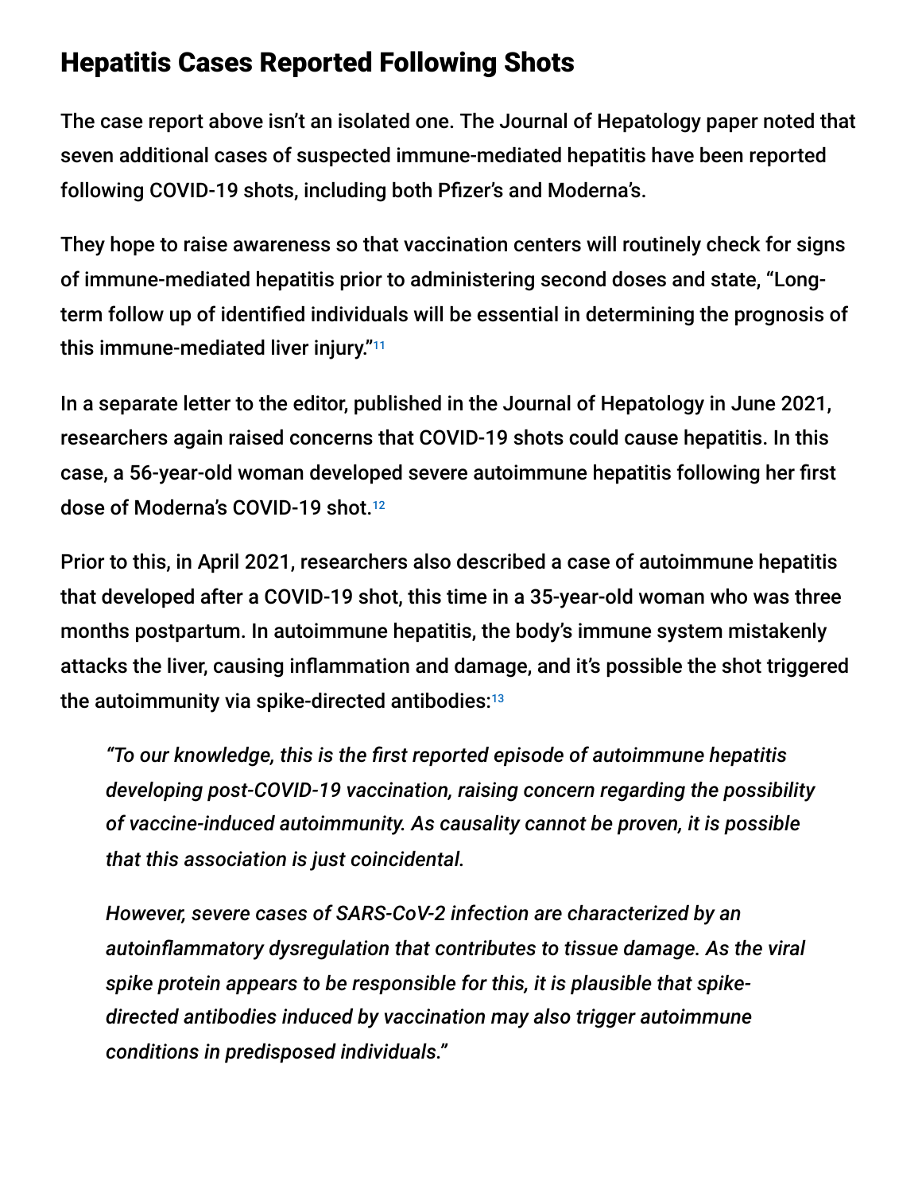## Hepatitis Cases Reported Following Shots

The case report above isn't an isolated one. The Journal of Hepatology paper noted that seven additional cases of suspected immune-mediated hepatitis have been reported following COVID-19 shots, including both Pfizer's and Moderna's.

They hope to raise awareness so that vaccination centers will routinely check for signs of immune-mediated hepatitis prior to administering second doses and state, "Long-term follow up of identified individuals will be essential in determining the prognosis of this immune-mediated liver injury."[11]

In a separate letter to the editor, published in the Journal of Hepatology in June 2021, researchers again raised concerns that COVID-19 shots could cause hepatitis. In this case, a 56-year-old woman developed severe autoimmune hepatitis following her first dose of Moderna's COVID-19 shot.[12]

Prior to this, in April 2021, researchers also described a case of autoimmune hepatitis that developed after a COVID-19 shot, this time in a 35-year-old woman who was three months postpartum. In autoimmune hepatitis, the body's immune system mistakenly attacks the liver, causing inflammation and damage, and it's possible the shot triggered the autoimmunity via spike-directed antibodies:[13]

> *"To our knowledge, this is the first reported episode of autoimmune hepatitis developing post-COVID-19 vaccination, raising concern regarding the possibility of vaccine-induced autoimmunity. As causality cannot be proven, it is possible that this association is just coincidental.*
>
> *However, severe cases of SARS-CoV-2 infection are characterized by an autoinflammatory dysregulation that contributes to tissue damage. As the viral spike protein appears to be responsible for this, it is plausible that spike-directed antibodies induced by vaccination may also trigger autoimmune conditions in predisposed individuals."*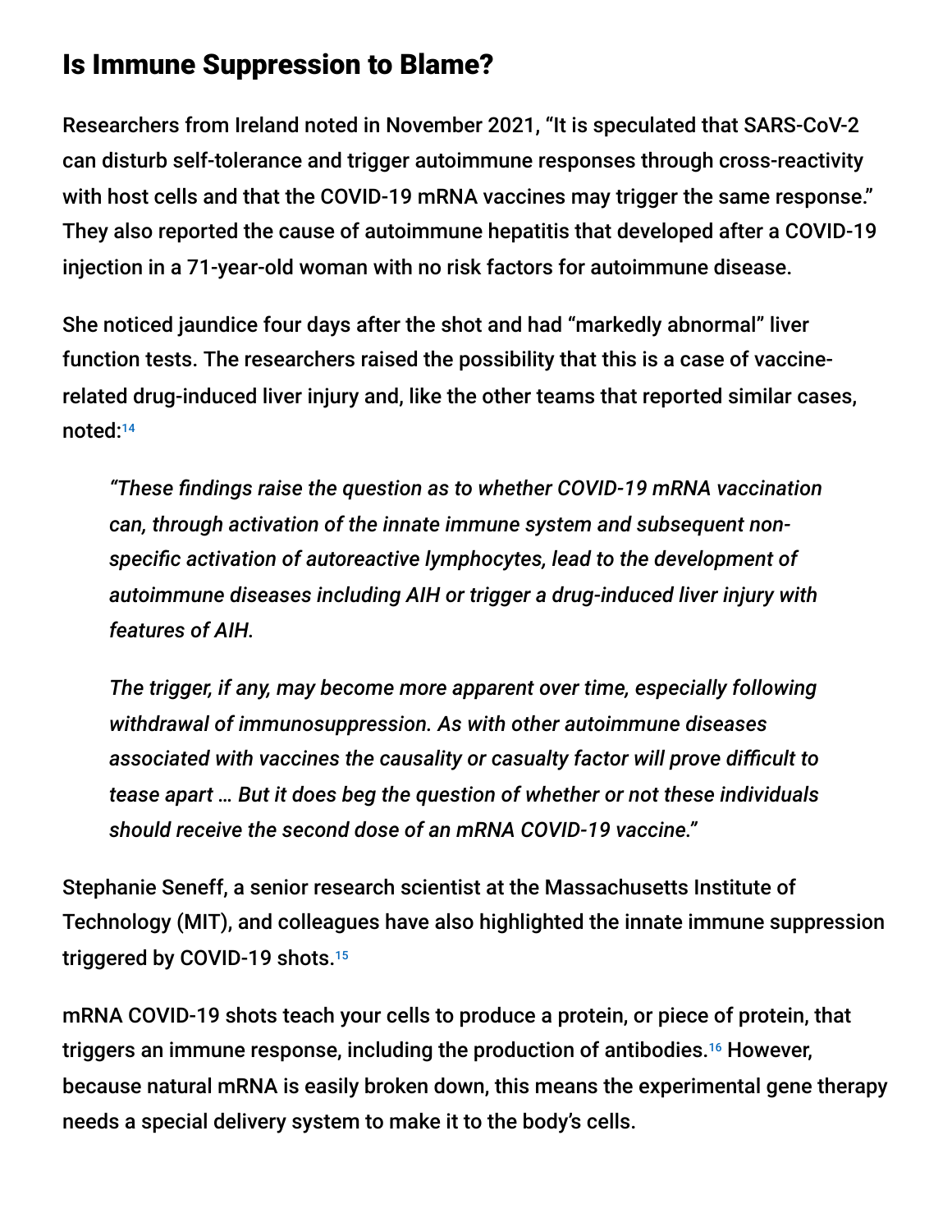## Is Immune Suppression to Blame?

Researchers from Ireland noted in November 2021, "It is speculated that SARS-CoV-2 can disturb self-tolerance and trigger autoimmune responses through cross-reactivity with host cells and that the COVID-19 mRNA vaccines may trigger the same response." They also reported the cause of autoimmune hepatitis that developed after a COVID-19 injection in a 71-year-old woman with no risk factors for autoimmune disease.

She noticed jaundice four days after the shot and had "markedly abnormal" liver function tests. The researchers raised the possibility that this is a case of vaccine-related drug-induced liver injury and, like the other teams that reported similar cases, noted:[14]

> *"These findings raise the question as to whether COVID-19 mRNA vaccination can, through activation of the innate immune system and subsequent non-specific activation of autoreactive lymphocytes, lead to the development of autoimmune diseases including AIH or trigger a drug-induced liver injury with features of AIH.*
>
> *The trigger, if any, may become more apparent over time, especially following withdrawal of immunosuppression. As with other autoimmune diseases associated with vaccines the causality or casualty factor will prove difficult to tease apart … But it does beg the question of whether or not these individuals should receive the second dose of an mRNA COVID-19 vaccine."*

Stephanie Seneff, a senior research scientist at the Massachusetts Institute of Technology (MIT), and colleagues have also highlighted the innate immune suppression triggered by COVID-19 shots.[15]

mRNA COVID-19 shots teach your cells to produce a protein, or piece of protein, that triggers an immune response, including the production of antibodies.[16] However, because natural mRNA is easily broken down, this means the experimental gene therapy needs a special delivery system to make it to the body's cells.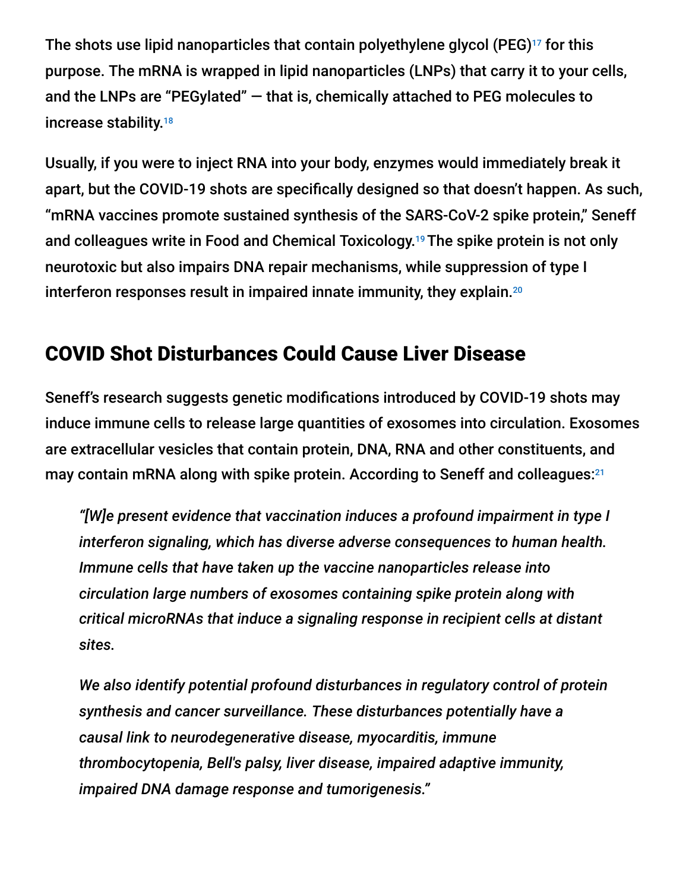The shots use lipid nanoparticles that contain polyethylene glycol (PEG)[17] for this purpose. The mRNA is wrapped in lipid nanoparticles (LNPs) that carry it to your cells, and the LNPs are "PEGylated" — that is, chemically attached to PEG molecules to increase stability.[18]

Usually, if you were to inject RNA into your body, enzymes would immediately break it apart, but the COVID-19 shots are specifically designed so that doesn't happen. As such, "mRNA vaccines promote sustained synthesis of the SARS-CoV-2 spike protein," Seneff and colleagues write in Food and Chemical Toxicology.[19] The spike protein is not only neurotoxic but also impairs DNA repair mechanisms, while suppression of type I interferon responses result in impaired innate immunity, they explain.[20]

## COVID Shot Disturbances Could Cause Liver Disease

Seneff's research suggests genetic modifications introduced by COVID-19 shots may induce immune cells to release large quantities of exosomes into circulation. Exosomes are extracellular vesicles that contain protein, DNA, RNA and other constituents, and may contain mRNA along with spike protein. According to Seneff and colleagues:[21]

> *"[W]e present evidence that vaccination induces a profound impairment in type I interferon signaling, which has diverse adverse consequences to human health. Immune cells that have taken up the vaccine nanoparticles release into circulation large numbers of exosomes containing spike protein along with critical microRNAs that induce a signaling response in recipient cells at distant sites.*
>
> *We also identify potential profound disturbances in regulatory control of protein synthesis and cancer surveillance. These disturbances potentially have a causal link to neurodegenerative disease, myocarditis, immune thrombocytopenia, Bell's palsy, liver disease, impaired adaptive immunity, impaired DNA damage response and tumorigenesis."*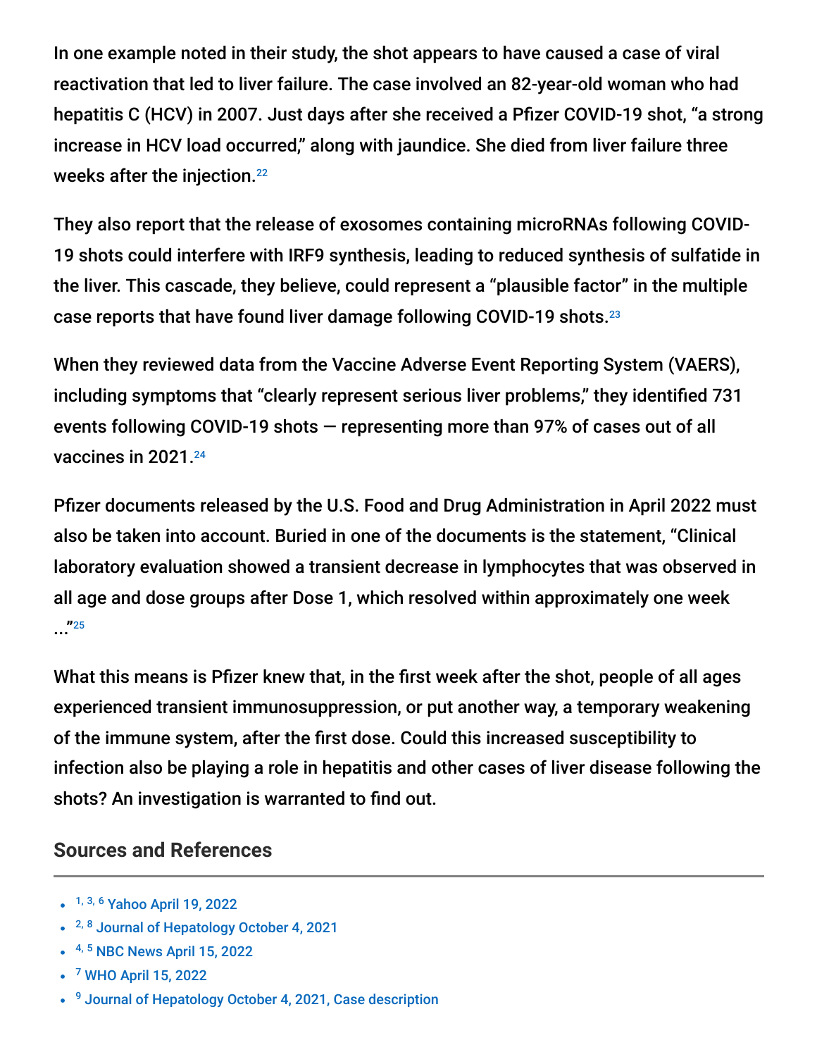In one example noted in their study, the shot appears to have caused a case of viral reactivation that led to liver failure. The case involved an 82-year-old woman who had hepatitis C (HCV) in 2007. Just days after she received a Pfizer COVID-19 shot, "a strong increase in HCV load occurred," along with jaundice. She died from liver failure three weeks after the injection.[22]

They also report that the release of exosomes containing microRNAs following COVID-19 shots could interfere with IRF9 synthesis, leading to reduced synthesis of sulfatide in the liver. This cascade, they believe, could represent a "plausible factor" in the multiple case reports that have found liver damage following COVID-19 shots.[23]

When they reviewed data from the Vaccine Adverse Event Reporting System (VAERS), including symptoms that "clearly represent serious liver problems," they identified 731 events following COVID-19 shots — representing more than 97% of cases out of all vaccines in 2021.[24]

Pfizer documents released by the U.S. Food and Drug Administration in April 2022 must also be taken into account. Buried in one of the documents is the statement, "Clinical laboratory evaluation showed a transient decrease in lymphocytes that was observed in all age and dose groups after Dose 1, which resolved within approximately one week ..."[25]

What this means is Pfizer knew that, in the first week after the shot, people of all ages experienced transient immunosuppression, or put another way, a temporary weakening of the immune system, after the first dose. Could this increased susceptibility to infection also be playing a role in hepatitis and other cases of liver disease following the shots? An investigation is warranted to find out.

## Sources and References

- [1, 3, 6] Yahoo April 19, 2022
- [2, 8] Journal of Hepatology October 4, 2021
- [4, 5] NBC News April 15, 2022
- [7] WHO April 15, 2022
- [9] Journal of Hepatology October 4, 2021, Case description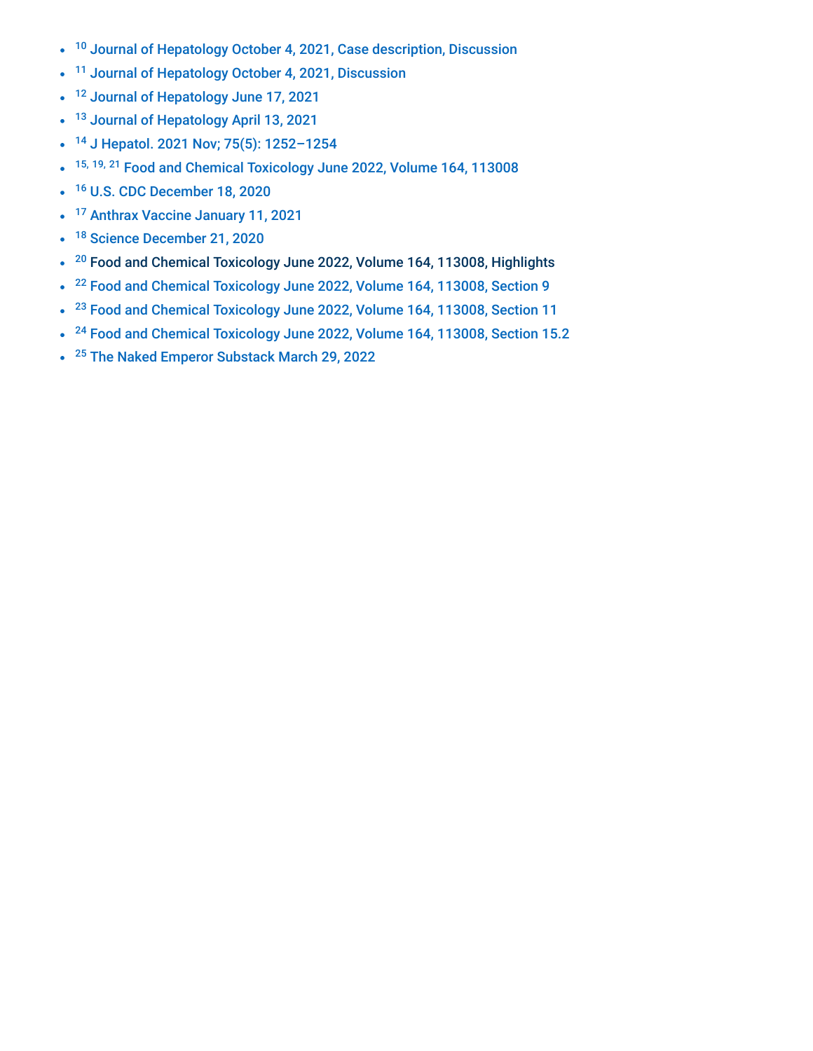- [10] Journal of Hepatology October 4, 2021, Case description, Discussion
- [11] Journal of Hepatology October 4, 2021, Discussion
- [12] Journal of Hepatology June 17, 2021
- [13] Journal of Hepatology April 13, 2021
- [14] J Hepatol. 2021 Nov; 75(5): 1252–1254
- [15, 19, 21] Food and Chemical Toxicology June 2022, Volume 164, 113008
- [16] U.S. CDC December 18, 2020
- [17] Anthrax Vaccine January 11, 2021
- [18] Science December 21, 2020
- [20] Food and Chemical Toxicology June 2022, Volume 164, 113008, Highlights
- [22] Food and Chemical Toxicology June 2022, Volume 164, 113008, Section 9
- [23] Food and Chemical Toxicology June 2022, Volume 164, 113008, Section 11
- [24] Food and Chemical Toxicology June 2022, Volume 164, 113008, Section 15.2
- [25] The Naked Emperor Substack March 29, 2022